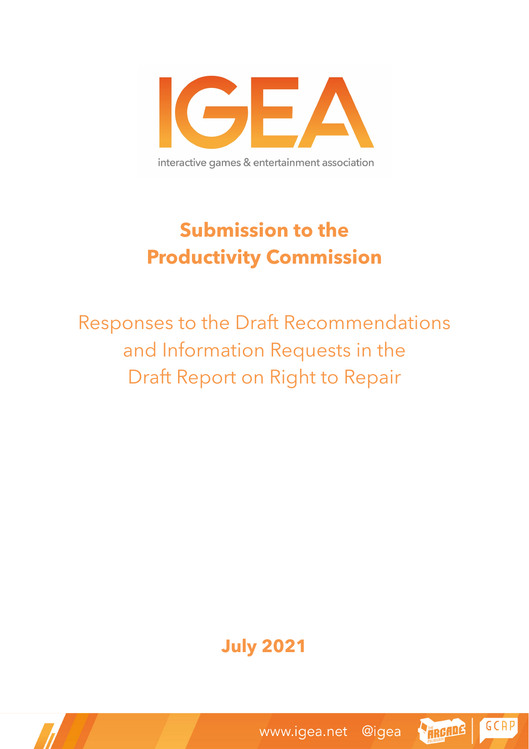IGEA

interactive games & entertainment association

# Submission to the Productivity Commission

## Responses to the Draft Recommendations and Information Requests in the Draft Report on Right to Repair

**July 2021**

www.igea.net @igea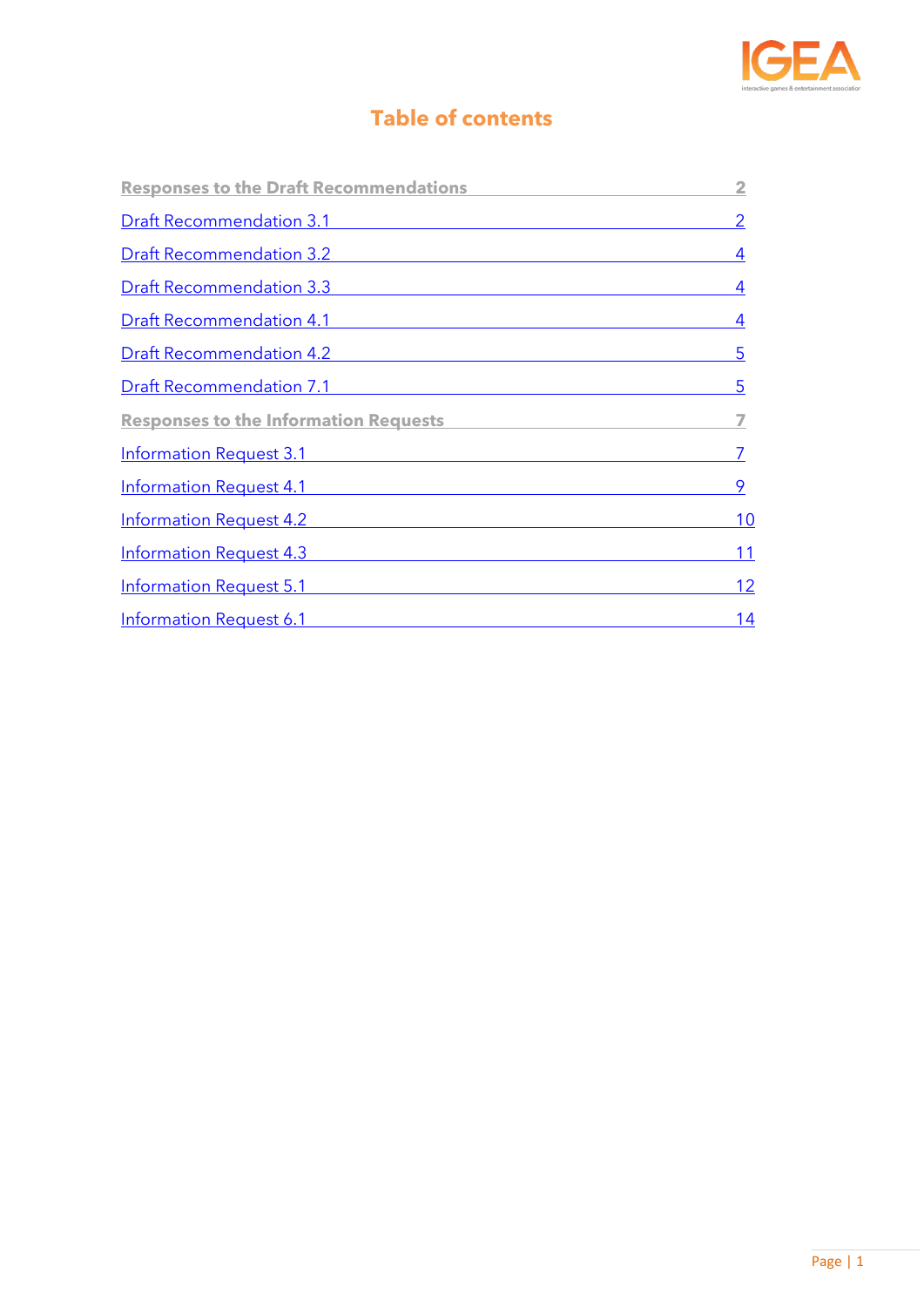# Table of contents

| | |
|---|---|
| **Responses to the Draft Recommendations** | **2** |
| Draft Recommendation 3.1 | 2 |
| Draft Recommendation 3.2 | 4 |
| Draft Recommendation 3.3 | 4 |
| Draft Recommendation 4.1 | 4 |
| Draft Recommendation 4.2 | 5 |
| Draft Recommendation 7.1 | 5 |
| **Responses to the Information Requests** | **7** |
| Information Request 3.1 | 7 |
| Information Request 4.1 | 9 |
| Information Request 4.2 | 10 |
| Information Request 4.3 | 11 |
| Information Request 5.1 | 12 |
| Information Request 6.1 | 14 |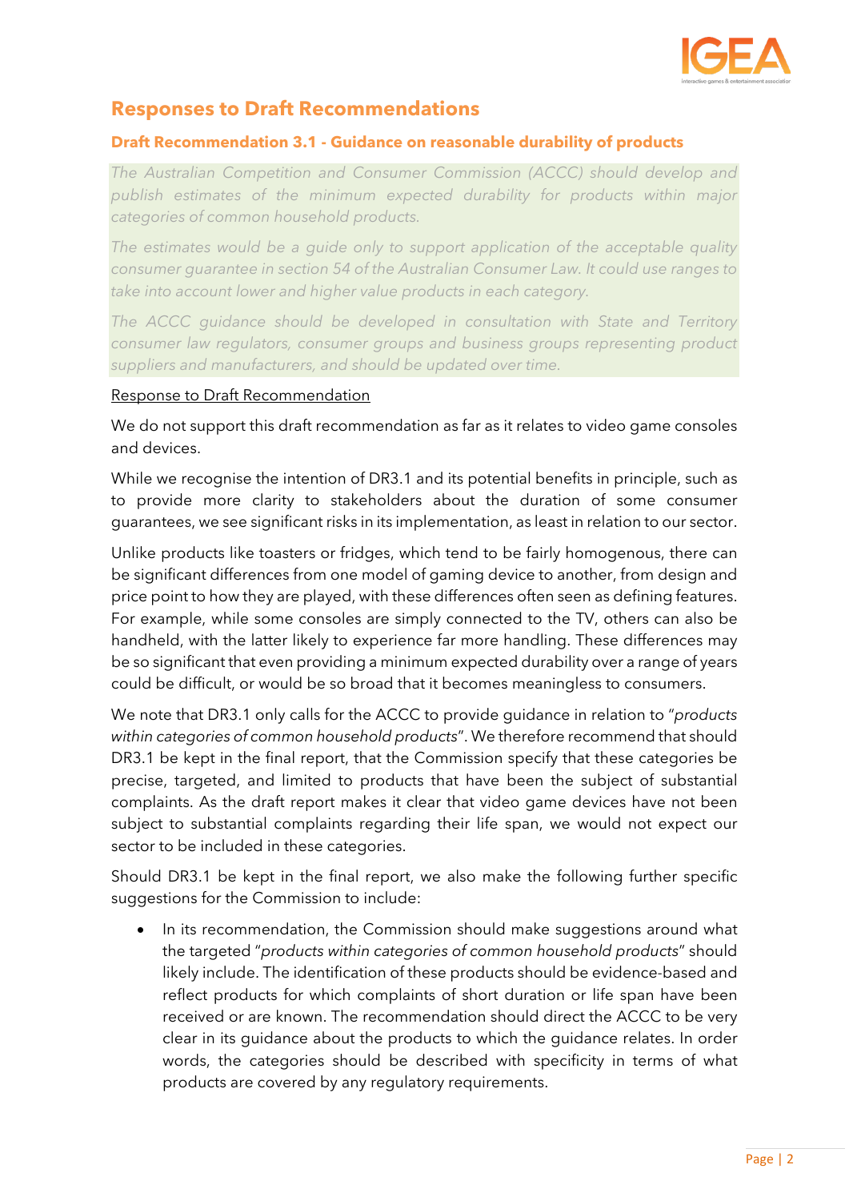## Responses to Draft Recommendations

### Draft Recommendation 3.1 - Guidance on reasonable durability of products

*The Australian Competition and Consumer Commission (ACCC) should develop and publish estimates of the minimum expected durability for products within major categories of common household products.*

*The estimates would be a guide only to support application of the acceptable quality consumer guarantee in section 54 of the Australian Consumer Law. It could use ranges to take into account lower and higher value products in each category.*

*The ACCC guidance should be developed in consultation with State and Territory consumer law regulators, consumer groups and business groups representing product suppliers and manufacturers, and should be updated over time.*

Response to Draft Recommendation

We do not support this draft recommendation as far as it relates to video game consoles and devices.

While we recognise the intention of DR3.1 and its potential benefits in principle, such as to provide more clarity to stakeholders about the duration of some consumer guarantees, we see significant risks in its implementation, as least in relation to our sector.

Unlike products like toasters or fridges, which tend to be fairly homogenous, there can be significant differences from one model of gaming device to another, from design and price point to how they are played, with these differences often seen as defining features. For example, while some consoles are simply connected to the TV, others can also be handheld, with the latter likely to experience far more handling. These differences may be so significant that even providing a minimum expected durability over a range of years could be difficult, or would be so broad that it becomes meaningless to consumers.

We note that DR3.1 only calls for the ACCC to provide guidance in relation to "*products within categories of common household products*". We therefore recommend that should DR3.1 be kept in the final report, that the Commission specify that these categories be precise, targeted, and limited to products that have been the subject of substantial complaints. As the draft report makes it clear that video game devices have not been subject to substantial complaints regarding their life span, we would not expect our sector to be included in these categories.

Should DR3.1 be kept in the final report, we also make the following further specific suggestions for the Commission to include:

- In its recommendation, the Commission should make suggestions around what the targeted "*products within categories of common household products*" should likely include. The identification of these products should be evidence-based and reflect products for which complaints of short duration or life span have been received or are known. The recommendation should direct the ACCC to be very clear in its guidance about the products to which the guidance relates. In order words, the categories should be described with specificity in terms of what products are covered by any regulatory requirements.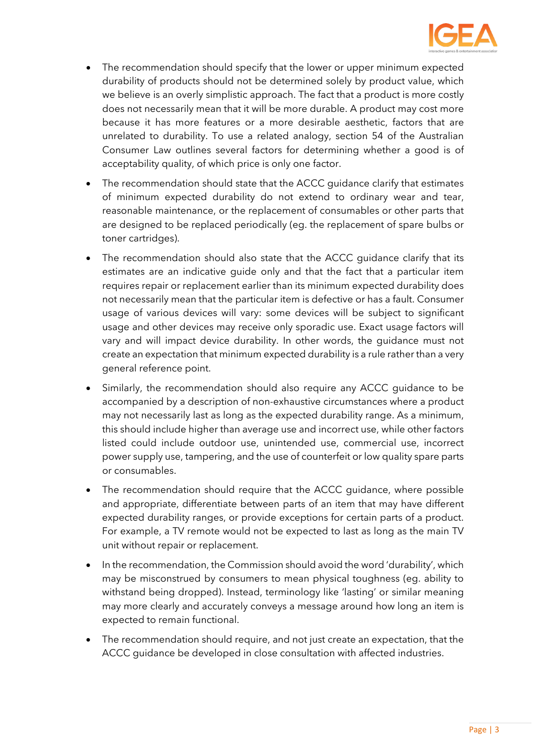- The recommendation should specify that the lower or upper minimum expected durability of products should not be determined solely by product value, which we believe is an overly simplistic approach. The fact that a product is more costly does not necessarily mean that it will be more durable. A product may cost more because it has more features or a more desirable aesthetic, factors that are unrelated to durability. To use a related analogy, section 54 of the Australian Consumer Law outlines several factors for determining whether a good is of acceptability quality, of which price is only one factor.
- The recommendation should state that the ACCC guidance clarify that estimates of minimum expected durability do not extend to ordinary wear and tear, reasonable maintenance, or the replacement of consumables or other parts that are designed to be replaced periodically (eg. the replacement of spare bulbs or toner cartridges).
- The recommendation should also state that the ACCC guidance clarify that its estimates are an indicative guide only and that the fact that a particular item requires repair or replacement earlier than its minimum expected durability does not necessarily mean that the particular item is defective or has a fault. Consumer usage of various devices will vary: some devices will be subject to significant usage and other devices may receive only sporadic use. Exact usage factors will vary and will impact device durability. In other words, the guidance must not create an expectation that minimum expected durability is a rule rather than a very general reference point.
- Similarly, the recommendation should also require any ACCC guidance to be accompanied by a description of non-exhaustive circumstances where a product may not necessarily last as long as the expected durability range. As a minimum, this should include higher than average use and incorrect use, while other factors listed could include outdoor use, unintended use, commercial use, incorrect power supply use, tampering, and the use of counterfeit or low quality spare parts or consumables.
- The recommendation should require that the ACCC guidance, where possible and appropriate, differentiate between parts of an item that may have different expected durability ranges, or provide exceptions for certain parts of a product. For example, a TV remote would not be expected to last as long as the main TV unit without repair or replacement.
- In the recommendation, the Commission should avoid the word 'durability', which may be misconstrued by consumers to mean physical toughness (eg. ability to withstand being dropped). Instead, terminology like 'lasting' or similar meaning may more clearly and accurately conveys a message around how long an item is expected to remain functional.
- The recommendation should require, and not just create an expectation, that the ACCC guidance be developed in close consultation with affected industries.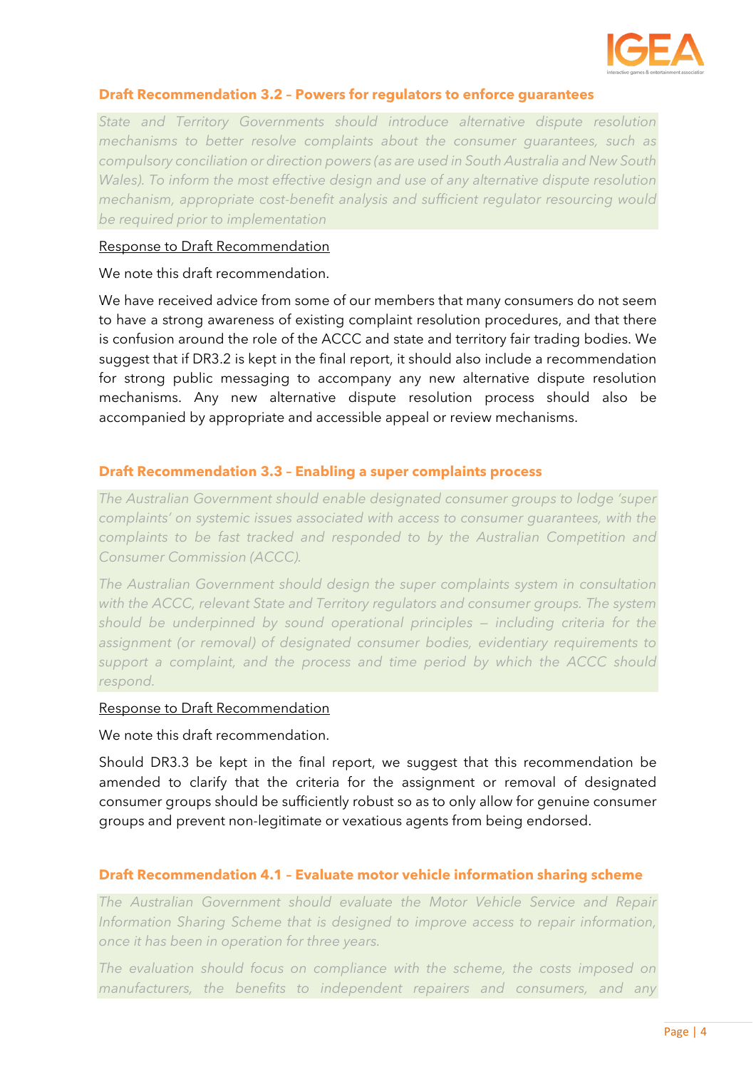### Draft Recommendation 3.2 – Powers for regulators to enforce guarantees

*State and Territory Governments should introduce alternative dispute resolution mechanisms to better resolve complaints about the consumer guarantees, such as compulsory conciliation or direction powers (as are used in South Australia and New South Wales). To inform the most effective design and use of any alternative dispute resolution mechanism, appropriate cost-benefit analysis and sufficient regulator resourcing would be required prior to implementation*

Response to Draft Recommendation

We note this draft recommendation.

We have received advice from some of our members that many consumers do not seem to have a strong awareness of existing complaint resolution procedures, and that there is confusion around the role of the ACCC and state and territory fair trading bodies. We suggest that if DR3.2 is kept in the final report, it should also include a recommendation for strong public messaging to accompany any new alternative dispute resolution mechanisms. Any new alternative dispute resolution process should also be accompanied by appropriate and accessible appeal or review mechanisms.

### Draft Recommendation 3.3 – Enabling a super complaints process

*The Australian Government should enable designated consumer groups to lodge 'super complaints' on systemic issues associated with access to consumer guarantees, with the complaints to be fast tracked and responded to by the Australian Competition and Consumer Commission (ACCC).*

*The Australian Government should design the super complaints system in consultation with the ACCC, relevant State and Territory regulators and consumer groups. The system should be underpinned by sound operational principles – including criteria for the assignment (or removal) of designated consumer bodies, evidentiary requirements to support a complaint, and the process and time period by which the ACCC should respond.*

Response to Draft Recommendation

We note this draft recommendation.

Should DR3.3 be kept in the final report, we suggest that this recommendation be amended to clarify that the criteria for the assignment or removal of designated consumer groups should be sufficiently robust so as to only allow for genuine consumer groups and prevent non-legitimate or vexatious agents from being endorsed.

### Draft Recommendation 4.1 – Evaluate motor vehicle information sharing scheme

*The Australian Government should evaluate the Motor Vehicle Service and Repair Information Sharing Scheme that is designed to improve access to repair information, once it has been in operation for three years.*

*The evaluation should focus on compliance with the scheme, the costs imposed on manufacturers, the benefits to independent repairers and consumers, and any*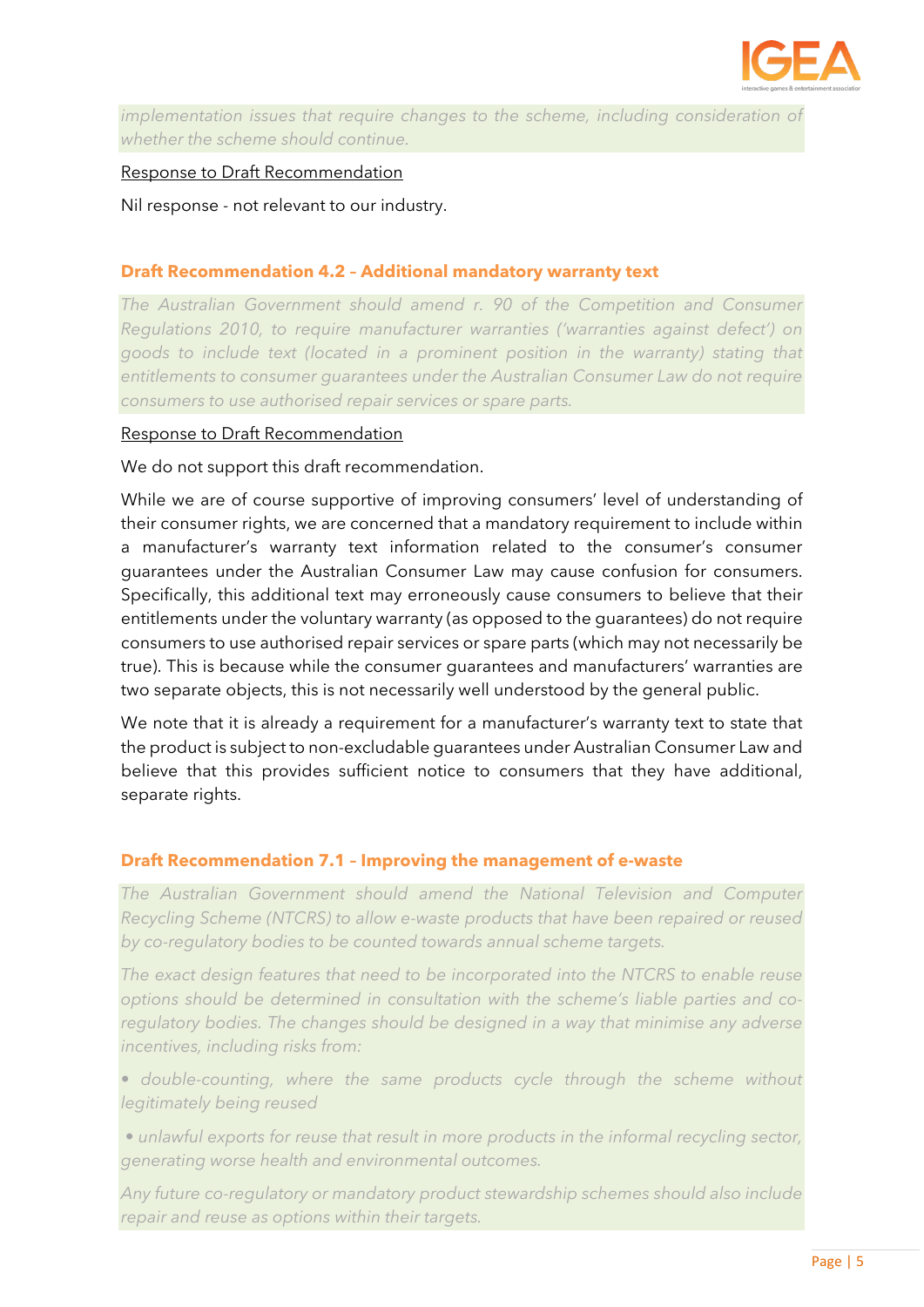*implementation issues that require changes to the scheme, including consideration of whether the scheme should continue.*

Response to Draft Recommendation

Nil response - not relevant to our industry.

### Draft Recommendation 4.2 – Additional mandatory warranty text

*The Australian Government should amend r. 90 of the Competition and Consumer Regulations 2010, to require manufacturer warranties ('warranties against defect') on goods to include text (located in a prominent position in the warranty) stating that entitlements to consumer guarantees under the Australian Consumer Law do not require consumers to use authorised repair services or spare parts.*

Response to Draft Recommendation

We do not support this draft recommendation.

While we are of course supportive of improving consumers' level of understanding of their consumer rights, we are concerned that a mandatory requirement to include within a manufacturer's warranty text information related to the consumer's consumer guarantees under the Australian Consumer Law may cause confusion for consumers. Specifically, this additional text may erroneously cause consumers to believe that their entitlements under the voluntary warranty (as opposed to the guarantees) do not require consumers to use authorised repair services or spare parts (which may not necessarily be true). This is because while the consumer guarantees and manufacturers' warranties are two separate objects, this is not necessarily well understood by the general public.

We note that it is already a requirement for a manufacturer's warranty text to state that the product is subject to non-excludable guarantees under Australian Consumer Law and believe that this provides sufficient notice to consumers that they have additional, separate rights.

### Draft Recommendation 7.1 – Improving the management of e-waste

*The Australian Government should amend the National Television and Computer Recycling Scheme (NTCRS) to allow e-waste products that have been repaired or reused by co-regulatory bodies to be counted towards annual scheme targets.*

*The exact design features that need to be incorporated into the NTCRS to enable reuse options should be determined in consultation with the scheme's liable parties and co-regulatory bodies. The changes should be designed in a way that minimise any adverse incentives, including risks from:*

- *double-counting, where the same products cycle through the scheme without legitimately being reused*
- *unlawful exports for reuse that result in more products in the informal recycling sector, generating worse health and environmental outcomes.*

*Any future co-regulatory or mandatory product stewardship schemes should also include repair and reuse as options within their targets.*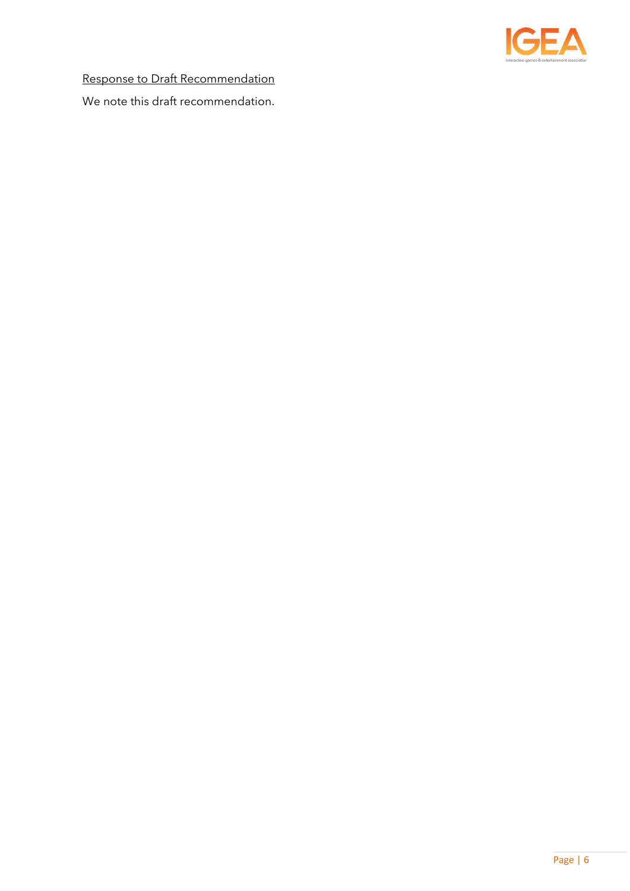<u>Response to Draft Recommendation</u>

We note this draft recommendation.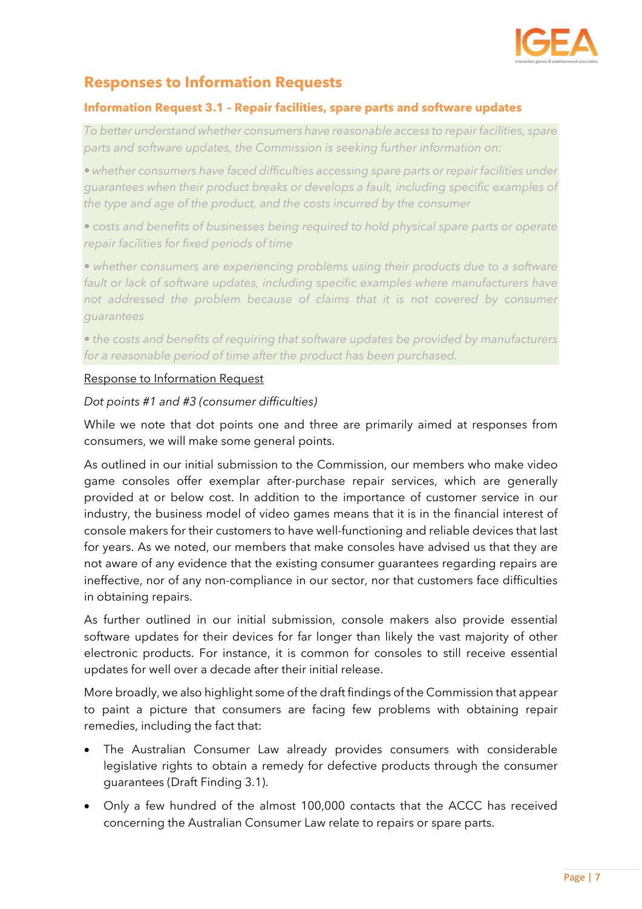## Responses to Information Requests

### Information Request 3.1 – Repair facilities, spare parts and software updates

*To better understand whether consumers have reasonable access to repair facilities, spare parts and software updates, the Commission is seeking further information on:*

*• whether consumers have faced difficulties accessing spare parts or repair facilities under guarantees when their product breaks or develops a fault, including specific examples of the type and age of the product, and the costs incurred by the consumer*

*• costs and benefits of businesses being required to hold physical spare parts or operate repair facilities for fixed periods of time*

*• whether consumers are experiencing problems using their products due to a software fault or lack of software updates, including specific examples where manufacturers have not addressed the problem because of claims that it is not covered by consumer guarantees*

*• the costs and benefits of requiring that software updates be provided by manufacturers for a reasonable period of time after the product has been purchased.*

<u>Response to Information Request</u>

*Dot points #1 and #3 (consumer difficulties)*

While we note that dot points one and three are primarily aimed at responses from consumers, we will make some general points.

As outlined in our initial submission to the Commission, our members who make video game consoles offer exemplar after-purchase repair services, which are generally provided at or below cost. In addition to the importance of customer service in our industry, the business model of video games means that it is in the financial interest of console makers for their customers to have well-functioning and reliable devices that last for years. As we noted, our members that make consoles have advised us that they are not aware of any evidence that the existing consumer guarantees regarding repairs are ineffective, nor of any non-compliance in our sector, nor that customers face difficulties in obtaining repairs.

As further outlined in our initial submission, console makers also provide essential software updates for their devices for far longer than likely the vast majority of other electronic products. For instance, it is common for consoles to still receive essential updates for well over a decade after their initial release.

More broadly, we also highlight some of the draft findings of the Commission that appear to paint a picture that consumers are facing few problems with obtaining repair remedies, including the fact that:

- The Australian Consumer Law already provides consumers with considerable legislative rights to obtain a remedy for defective products through the consumer guarantees (Draft Finding 3.1).
- Only a few hundred of the almost 100,000 contacts that the ACCC has received concerning the Australian Consumer Law relate to repairs or spare parts.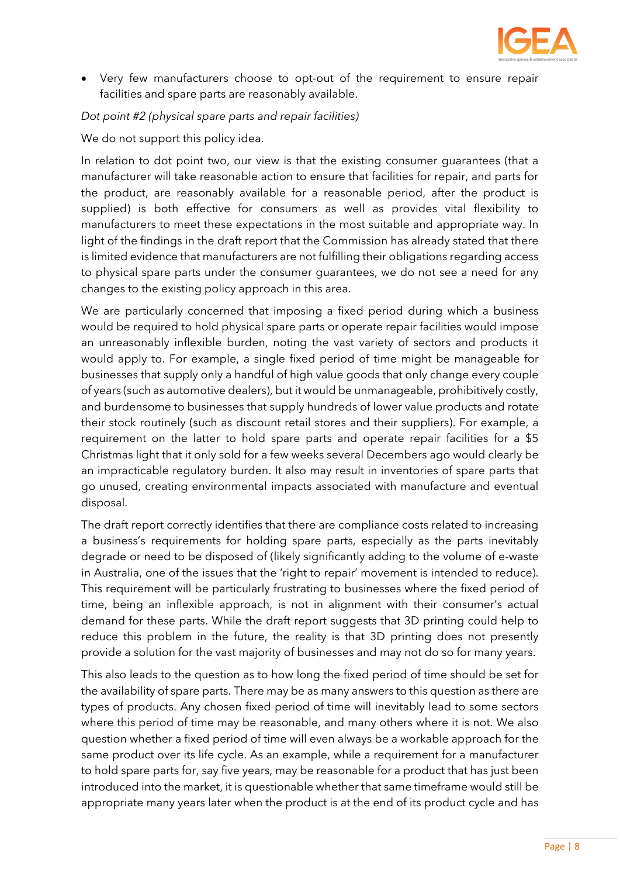- Very few manufacturers choose to opt-out of the requirement to ensure repair facilities and spare parts are reasonably available.

*Dot point #2 (physical spare parts and repair facilities)*

We do not support this policy idea.

In relation to dot point two, our view is that the existing consumer guarantees (that a manufacturer will take reasonable action to ensure that facilities for repair, and parts for the product, are reasonably available for a reasonable period, after the product is supplied) is both effective for consumers as well as provides vital flexibility to manufacturers to meet these expectations in the most suitable and appropriate way. In light of the findings in the draft report that the Commission has already stated that there is limited evidence that manufacturers are not fulfilling their obligations regarding access to physical spare parts under the consumer guarantees, we do not see a need for any changes to the existing policy approach in this area.

We are particularly concerned that imposing a fixed period during which a business would be required to hold physical spare parts or operate repair facilities would impose an unreasonably inflexible burden, noting the vast variety of sectors and products it would apply to. For example, a single fixed period of time might be manageable for businesses that supply only a handful of high value goods that only change every couple of years (such as automotive dealers), but it would be unmanageable, prohibitively costly, and burdensome to businesses that supply hundreds of lower value products and rotate their stock routinely (such as discount retail stores and their suppliers). For example, a requirement on the latter to hold spare parts and operate repair facilities for a $5 Christmas light that it only sold for a few weeks several Decembers ago would clearly be an impracticable regulatory burden. It also may result in inventories of spare parts that go unused, creating environmental impacts associated with manufacture and eventual disposal.

The draft report correctly identifies that there are compliance costs related to increasing a business's requirements for holding spare parts, especially as the parts inevitably degrade or need to be disposed of (likely significantly adding to the volume of e-waste in Australia, one of the issues that the 'right to repair' movement is intended to reduce). This requirement will be particularly frustrating to businesses where the fixed period of time, being an inflexible approach, is not in alignment with their consumer's actual demand for these parts. While the draft report suggests that 3D printing could help to reduce this problem in the future, the reality is that 3D printing does not presently provide a solution for the vast majority of businesses and may not do so for many years.

This also leads to the question as to how long the fixed period of time should be set for the availability of spare parts. There may be as many answers to this question as there are types of products. Any chosen fixed period of time will inevitably lead to some sectors where this period of time may be reasonable, and many others where it is not. We also question whether a fixed period of time will even always be a workable approach for the same product over its life cycle. As an example, while a requirement for a manufacturer to hold spare parts for, say five years, may be reasonable for a product that has just been introduced into the market, it is questionable whether that same timeframe would still be appropriate many years later when the product is at the end of its product cycle and has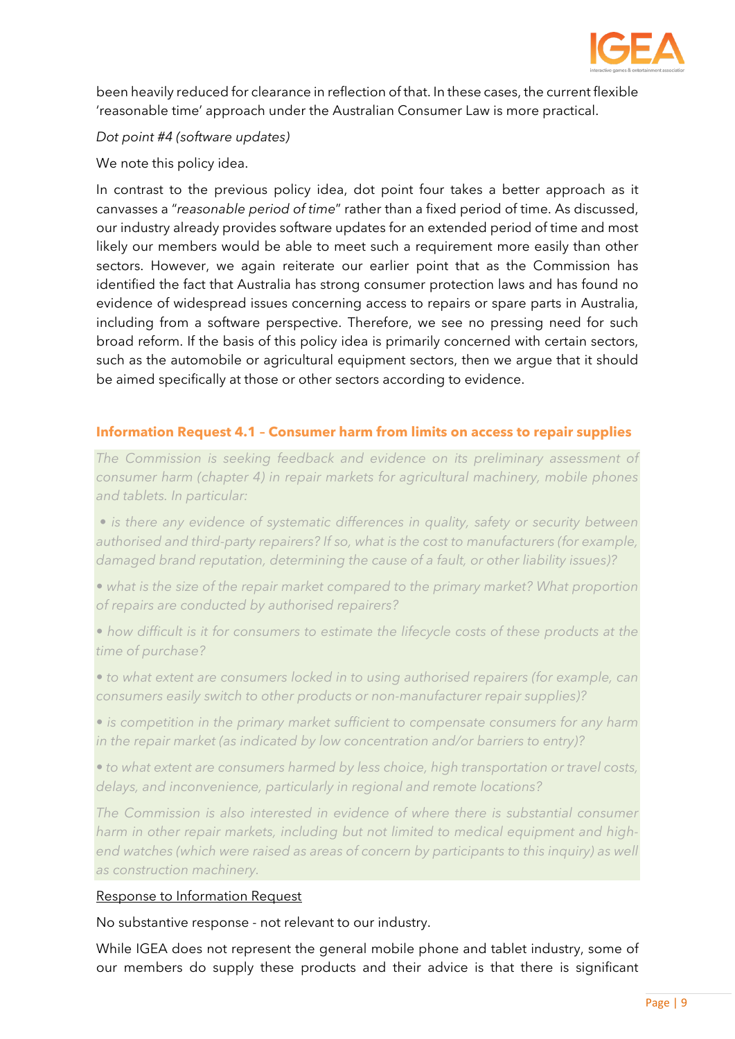been heavily reduced for clearance in reflection of that. In these cases, the current flexible 'reasonable time' approach under the Australian Consumer Law is more practical.

*Dot point #4 (software updates)*

We note this policy idea.

In contrast to the previous policy idea, dot point four takes a better approach as it canvasses a "*reasonable period of time*" rather than a fixed period of time. As discussed, our industry already provides software updates for an extended period of time and most likely our members would be able to meet such a requirement more easily than other sectors. However, we again reiterate our earlier point that as the Commission has identified the fact that Australia has strong consumer protection laws and has found no evidence of widespread issues concerning access to repairs or spare parts in Australia, including from a software perspective. Therefore, we see no pressing need for such broad reform. If the basis of this policy idea is primarily concerned with certain sectors, such as the automobile or agricultural equipment sectors, then we argue that it should be aimed specifically at those or other sectors according to evidence.

### Information Request 4.1 – Consumer harm from limits on access to repair supplies

*The Commission is seeking feedback and evidence on its preliminary assessment of consumer harm (chapter 4) in repair markets for agricultural machinery, mobile phones and tablets. In particular:*

- *is there any evidence of systematic differences in quality, safety or security between authorised and third-party repairers? If so, what is the cost to manufacturers (for example, damaged brand reputation, determining the cause of a fault, or other liability issues)?*
- *what is the size of the repair market compared to the primary market? What proportion of repairs are conducted by authorised repairers?*
- *how difficult is it for consumers to estimate the lifecycle costs of these products at the time of purchase?*
- *to what extent are consumers locked in to using authorised repairers (for example, can consumers easily switch to other products or non-manufacturer repair supplies)?*
- *is competition in the primary market sufficient to compensate consumers for any harm in the repair market (as indicated by low concentration and/or barriers to entry)?*
- *to what extent are consumers harmed by less choice, high transportation or travel costs, delays, and inconvenience, particularly in regional and remote locations?*

*The Commission is also interested in evidence of where there is substantial consumer harm in other repair markets, including but not limited to medical equipment and high-end watches (which were raised as areas of concern by participants to this inquiry) as well as construction machinery.*

<u>Response to Information Request</u>

No substantive response - not relevant to our industry.

While IGEA does not represent the general mobile phone and tablet industry, some of our members do supply these products and their advice is that there is significant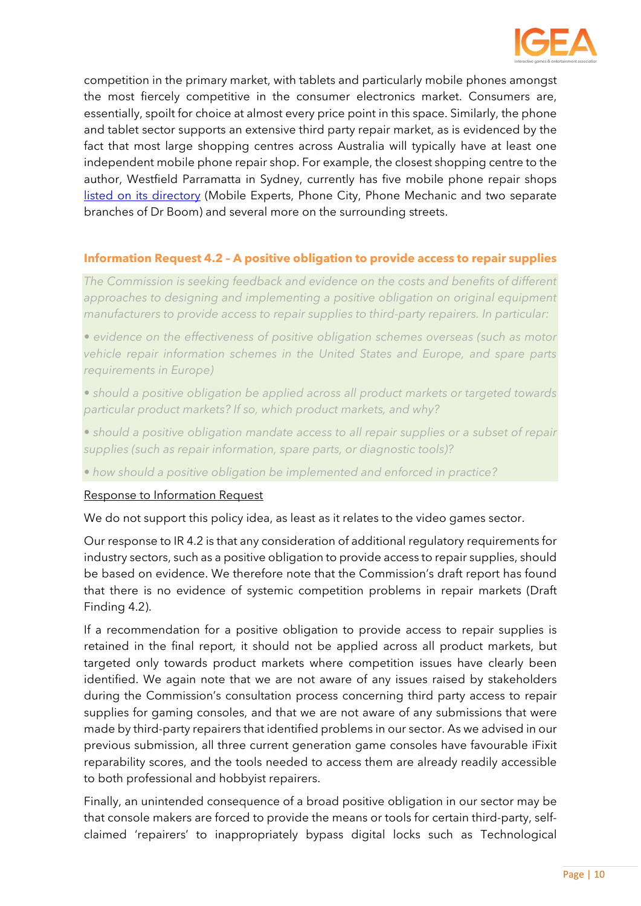competition in the primary market, with tablets and particularly mobile phones amongst the most fiercely competitive in the consumer electronics market. Consumers are, essentially, spoilt for choice at almost every price point in this space. Similarly, the phone and tablet sector supports an extensive third party repair market, as is evidenced by the fact that most large shopping centres across Australia will typically have at least one independent mobile phone repair shop. For example, the closest shopping centre to the author, Westfield Parramatta in Sydney, currently has five mobile phone repair shops [listed on its directory] (Mobile Experts, Phone City, Phone Mechanic and two separate branches of Dr Boom) and several more on the surrounding streets.

### Information Request 4.2 – A positive obligation to provide access to repair supplies

*The Commission is seeking feedback and evidence on the costs and benefits of different approaches to designing and implementing a positive obligation on original equipment manufacturers to provide access to repair supplies to third-party repairers. In particular:*

- *evidence on the effectiveness of positive obligation schemes overseas (such as motor vehicle repair information schemes in the United States and Europe, and spare parts requirements in Europe)*
- *should a positive obligation be applied across all product markets or targeted towards particular product markets? If so, which product markets, and why?*
- *should a positive obligation mandate access to all repair supplies or a subset of repair supplies (such as repair information, spare parts, or diagnostic tools)?*
- *how should a positive obligation be implemented and enforced in practice?*

Response to Information Request

We do not support this policy idea, as least as it relates to the video games sector.

Our response to IR 4.2 is that any consideration of additional regulatory requirements for industry sectors, such as a positive obligation to provide access to repair supplies, should be based on evidence. We therefore note that the Commission's draft report has found that there is no evidence of systemic competition problems in repair markets (Draft Finding 4.2).

If a recommendation for a positive obligation to provide access to repair supplies is retained in the final report, it should not be applied across all product markets, but targeted only towards product markets where competition issues have clearly been identified. We again note that we are not aware of any issues raised by stakeholders during the Commission's consultation process concerning third party access to repair supplies for gaming consoles, and that we are not aware of any submissions that were made by third-party repairers that identified problems in our sector. As we advised in our previous submission, all three current generation game consoles have favourable iFixit reparability scores, and the tools needed to access them are already readily accessible to both professional and hobbyist repairers.

Finally, an unintended consequence of a broad positive obligation in our sector may be that console makers are forced to provide the means or tools for certain third-party, self-claimed 'repairers' to inappropriately bypass digital locks such as Technological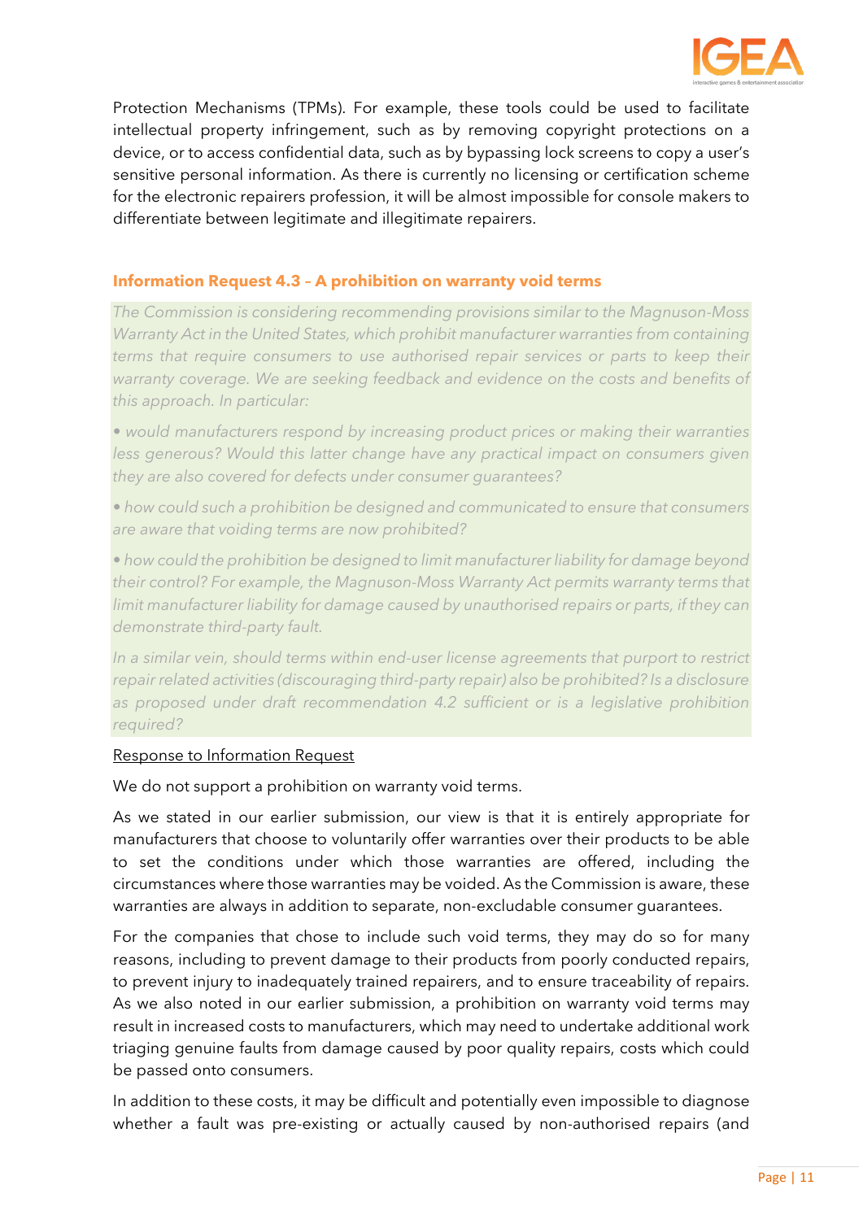Protection Mechanisms (TPMs). For example, these tools could be used to facilitate intellectual property infringement, such as by removing copyright protections on a device, or to access confidential data, such as by bypassing lock screens to copy a user's sensitive personal information. As there is currently no licensing or certification scheme for the electronic repairers profession, it will be almost impossible for console makers to differentiate between legitimate and illegitimate repairers.

### Information Request 4.3 – A prohibition on warranty void terms

*The Commission is considering recommending provisions similar to the Magnuson-Moss Warranty Act in the United States, which prohibit manufacturer warranties from containing terms that require consumers to use authorised repair services or parts to keep their warranty coverage. We are seeking feedback and evidence on the costs and benefits of this approach. In particular:*

- *would manufacturers respond by increasing product prices or making their warranties less generous? Would this latter change have any practical impact on consumers given they are also covered for defects under consumer guarantees?*
- *how could such a prohibition be designed and communicated to ensure that consumers are aware that voiding terms are now prohibited?*
- *how could the prohibition be designed to limit manufacturer liability for damage beyond their control? For example, the Magnuson-Moss Warranty Act permits warranty terms that limit manufacturer liability for damage caused by unauthorised repairs or parts, if they can demonstrate third-party fault.*

*In a similar vein, should terms within end-user license agreements that purport to restrict repair related activities (discouraging third-party repair) also be prohibited? Is a disclosure as proposed under draft recommendation 4.2 sufficient or is a legislative prohibition required?*

<u>Response to Information Request</u>

We do not support a prohibition on warranty void terms.

As we stated in our earlier submission, our view is that it is entirely appropriate for manufacturers that choose to voluntarily offer warranties over their products to be able to set the conditions under which those warranties are offered, including the circumstances where those warranties may be voided. As the Commission is aware, these warranties are always in addition to separate, non-excludable consumer guarantees.

For the companies that chose to include such void terms, they may do so for many reasons, including to prevent damage to their products from poorly conducted repairs, to prevent injury to inadequately trained repairers, and to ensure traceability of repairs. As we also noted in our earlier submission, a prohibition on warranty void terms may result in increased costs to manufacturers, which may need to undertake additional work triaging genuine faults from damage caused by poor quality repairs, costs which could be passed onto consumers.

In addition to these costs, it may be difficult and potentially even impossible to diagnose whether a fault was pre-existing or actually caused by non-authorised repairs (and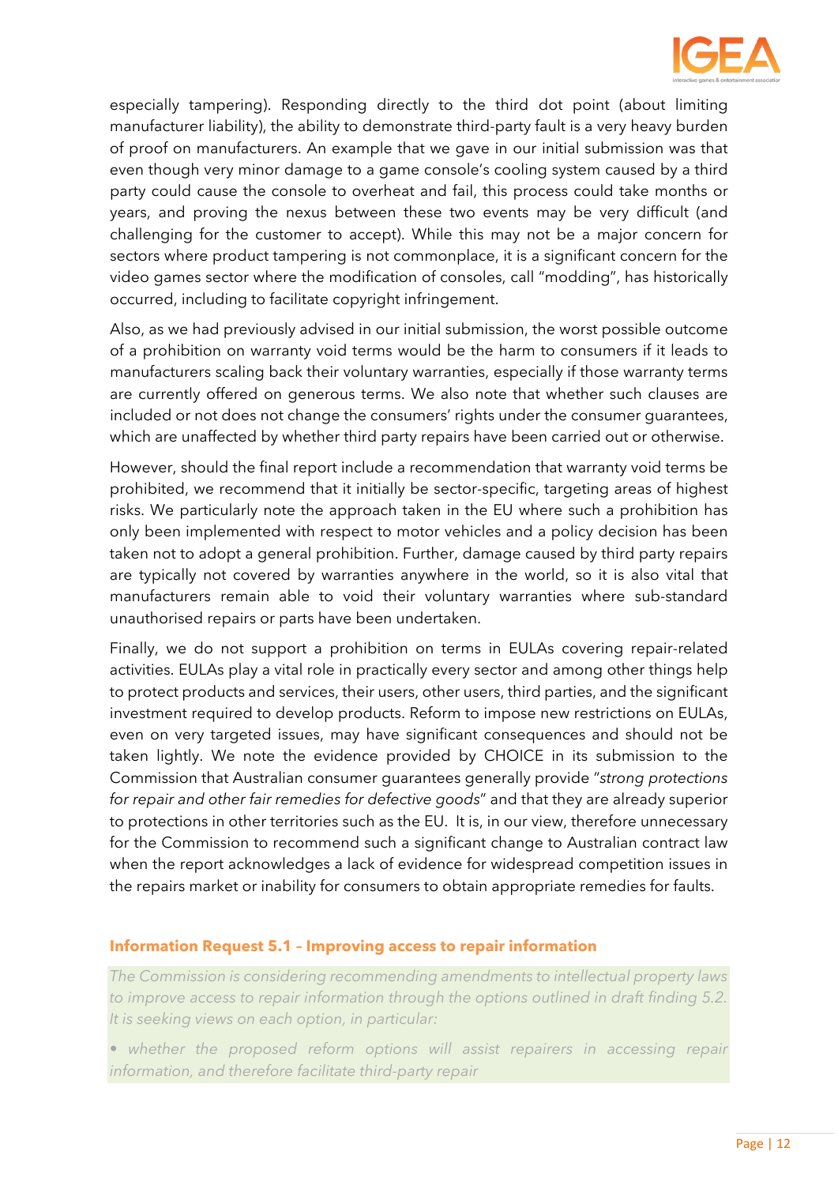especially tampering). Responding directly to the third dot point (about limiting manufacturer liability), the ability to demonstrate third-party fault is a very heavy burden of proof on manufacturers. An example that we gave in our initial submission was that even though very minor damage to a game console's cooling system caused by a third party could cause the console to overheat and fail, this process could take months or years, and proving the nexus between these two events may be very difficult (and challenging for the customer to accept). While this may not be a major concern for sectors where product tampering is not commonplace, it is a significant concern for the video games sector where the modification of consoles, call "modding", has historically occurred, including to facilitate copyright infringement.

Also, as we had previously advised in our initial submission, the worst possible outcome of a prohibition on warranty void terms would be the harm to consumers if it leads to manufacturers scaling back their voluntary warranties, especially if those warranty terms are currently offered on generous terms. We also note that whether such clauses are included or not does not change the consumers' rights under the consumer guarantees, which are unaffected by whether third party repairs have been carried out or otherwise.

However, should the final report include a recommendation that warranty void terms be prohibited, we recommend that it initially be sector-specific, targeting areas of highest risks. We particularly note the approach taken in the EU where such a prohibition has only been implemented with respect to motor vehicles and a policy decision has been taken not to adopt a general prohibition. Further, damage caused by third party repairs are typically not covered by warranties anywhere in the world, so it is also vital that manufacturers remain able to void their voluntary warranties where sub-standard unauthorised repairs or parts have been undertaken.

Finally, we do not support a prohibition on terms in EULAs covering repair-related activities. EULAs play a vital role in practically every sector and among other things help to protect products and services, their users, other users, third parties, and the significant investment required to develop products. Reform to impose new restrictions on EULAs, even on very targeted issues, may have significant consequences and should not be taken lightly. We note the evidence provided by CHOICE in its submission to the Commission that Australian consumer guarantees generally provide "*strong protections for repair and other fair remedies for defective goods*" and that they are already superior to protections in other territories such as the EU. It is, in our view, therefore unnecessary for the Commission to recommend such a significant change to Australian contract law when the report acknowledges a lack of evidence for widespread competition issues in the repairs market or inability for consumers to obtain appropriate remedies for faults.

### Information Request 5.1 – Improving access to repair information

*The Commission is considering recommending amendments to intellectual property laws to improve access to repair information through the options outlined in draft finding 5.2. It is seeking views on each option, in particular:*

- *whether the proposed reform options will assist repairers in accessing repair information, and therefore facilitate third-party repair*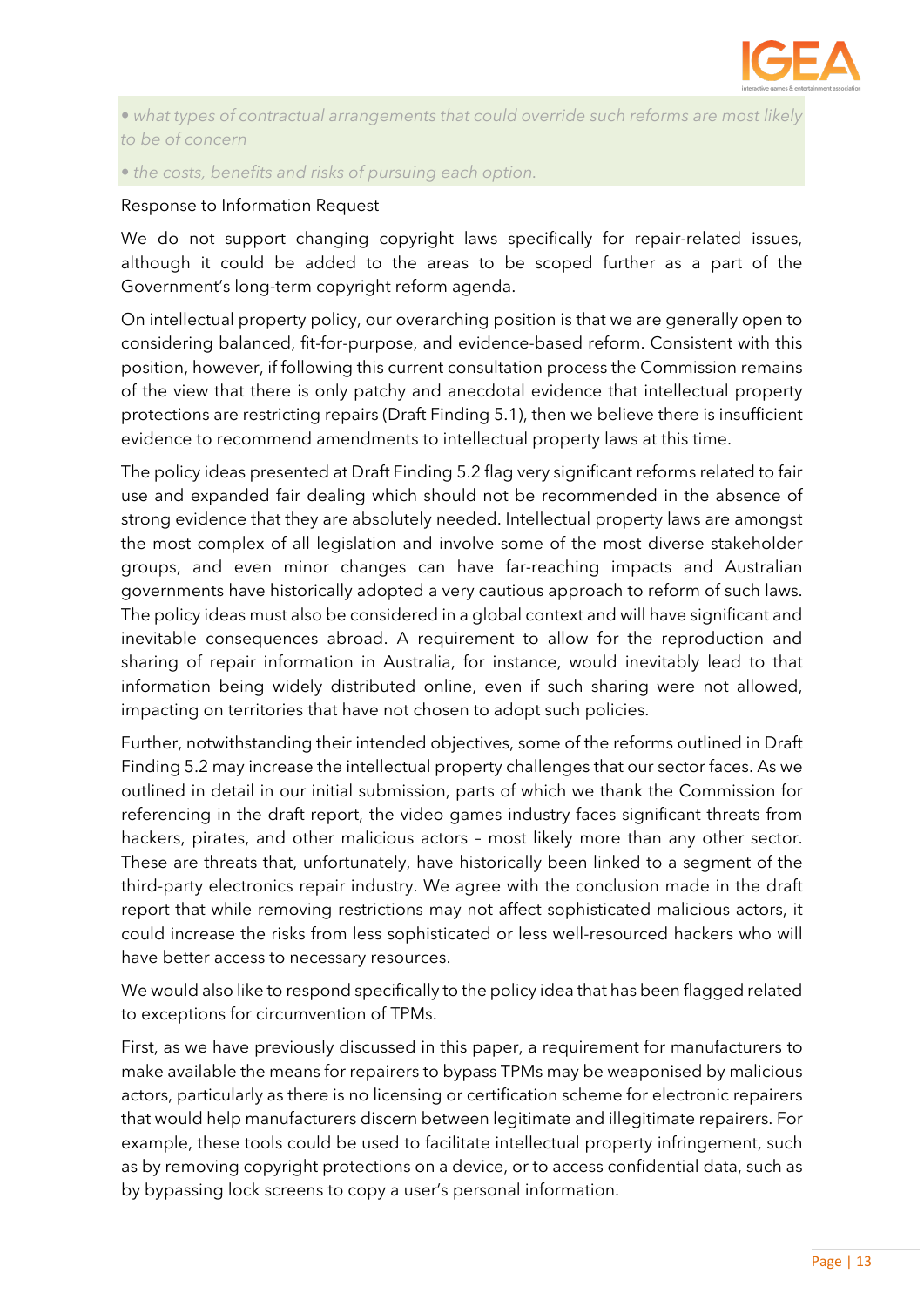*• what types of contractual arrangements that could override such reforms are most likely to be of concern*

*• the costs, benefits and risks of pursuing each option.*

Response to Information Request

We do not support changing copyright laws specifically for repair-related issues, although it could be added to the areas to be scoped further as a part of the Government's long-term copyright reform agenda.

On intellectual property policy, our overarching position is that we are generally open to considering balanced, fit-for-purpose, and evidence-based reform. Consistent with this position, however, if following this current consultation process the Commission remains of the view that there is only patchy and anecdotal evidence that intellectual property protections are restricting repairs (Draft Finding 5.1), then we believe there is insufficient evidence to recommend amendments to intellectual property laws at this time.

The policy ideas presented at Draft Finding 5.2 flag very significant reforms related to fair use and expanded fair dealing which should not be recommended in the absence of strong evidence that they are absolutely needed. Intellectual property laws are amongst the most complex of all legislation and involve some of the most diverse stakeholder groups, and even minor changes can have far-reaching impacts and Australian governments have historically adopted a very cautious approach to reform of such laws. The policy ideas must also be considered in a global context and will have significant and inevitable consequences abroad. A requirement to allow for the reproduction and sharing of repair information in Australia, for instance, would inevitably lead to that information being widely distributed online, even if such sharing were not allowed, impacting on territories that have not chosen to adopt such policies.

Further, notwithstanding their intended objectives, some of the reforms outlined in Draft Finding 5.2 may increase the intellectual property challenges that our sector faces. As we outlined in detail in our initial submission, parts of which we thank the Commission for referencing in the draft report, the video games industry faces significant threats from hackers, pirates, and other malicious actors – most likely more than any other sector. These are threats that, unfortunately, have historically been linked to a segment of the third-party electronics repair industry. We agree with the conclusion made in the draft report that while removing restrictions may not affect sophisticated malicious actors, it could increase the risks from less sophisticated or less well-resourced hackers who will have better access to necessary resources.

We would also like to respond specifically to the policy idea that has been flagged related to exceptions for circumvention of TPMs.

First, as we have previously discussed in this paper, a requirement for manufacturers to make available the means for repairers to bypass TPMs may be weaponised by malicious actors, particularly as there is no licensing or certification scheme for electronic repairers that would help manufacturers discern between legitimate and illegitimate repairers. For example, these tools could be used to facilitate intellectual property infringement, such as by removing copyright protections on a device, or to access confidential data, such as by bypassing lock screens to copy a user's personal information.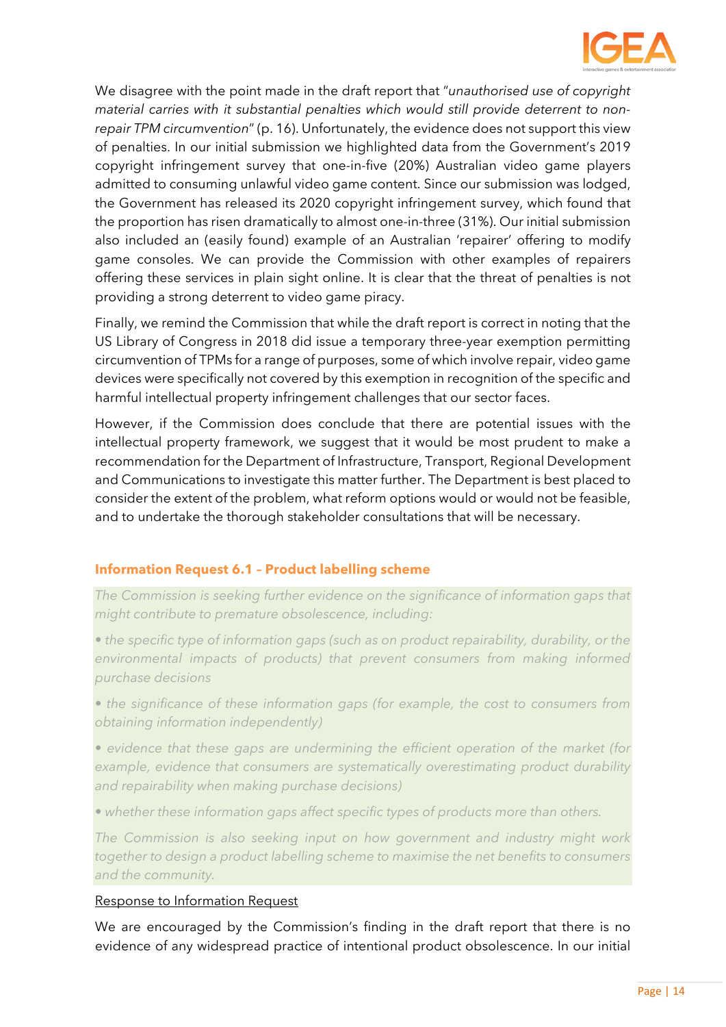We disagree with the point made in the draft report that "*unauthorised use of copyright material carries with it substantial penalties which would still provide deterrent to non-repair TPM circumvention*" (p. 16). Unfortunately, the evidence does not support this view of penalties. In our initial submission we highlighted data from the Government's 2019 copyright infringement survey that one-in-five (20%) Australian video game players admitted to consuming unlawful video game content. Since our submission was lodged, the Government has released its 2020 copyright infringement survey, which found that the proportion has risen dramatically to almost one-in-three (31%). Our initial submission also included an (easily found) example of an Australian 'repairer' offering to modify game consoles. We can provide the Commission with other examples of repairers offering these services in plain sight online. It is clear that the threat of penalties is not providing a strong deterrent to video game piracy.

Finally, we remind the Commission that while the draft report is correct in noting that the US Library of Congress in 2018 did issue a temporary three-year exemption permitting circumvention of TPMs for a range of purposes, some of which involve repair, video game devices were specifically not covered by this exemption in recognition of the specific and harmful intellectual property infringement challenges that our sector faces.

However, if the Commission does conclude that there are potential issues with the intellectual property framework, we suggest that it would be most prudent to make a recommendation for the Department of Infrastructure, Transport, Regional Development and Communications to investigate this matter further. The Department is best placed to consider the extent of the problem, what reform options would or would not be feasible, and to undertake the thorough stakeholder consultations that will be necessary.

### Information Request 6.1 – Product labelling scheme

*The Commission is seeking further evidence on the significance of information gaps that might contribute to premature obsolescence, including:*

- *the specific type of information gaps (such as on product repairability, durability, or the environmental impacts of products) that prevent consumers from making informed purchase decisions*
- *the significance of these information gaps (for example, the cost to consumers from obtaining information independently)*
- *evidence that these gaps are undermining the efficient operation of the market (for example, evidence that consumers are systematically overestimating product durability and repairability when making purchase decisions)*
- *whether these information gaps affect specific types of products more than others.*

*The Commission is also seeking input on how government and industry might work together to design a product labelling scheme to maximise the net benefits to consumers and the community.*

<u>Response to Information Request</u>

We are encouraged by the Commission's finding in the draft report that there is no evidence of any widespread practice of intentional product obsolescence. In our initial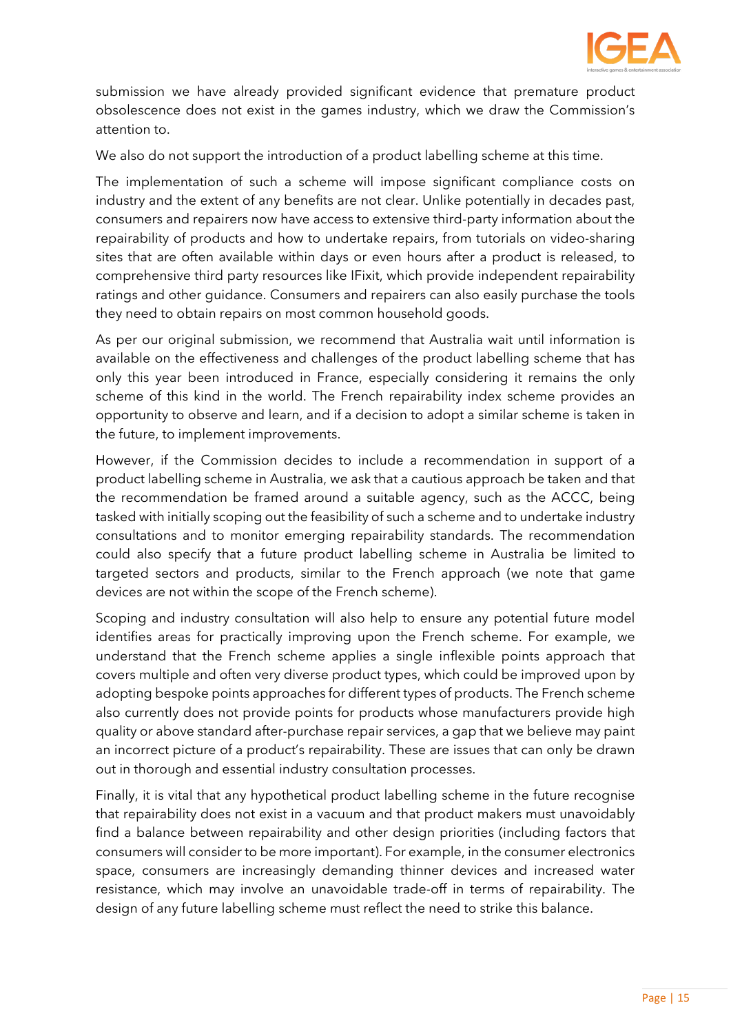submission we have already provided significant evidence that premature product obsolescence does not exist in the games industry, which we draw the Commission's attention to.

We also do not support the introduction of a product labelling scheme at this time.

The implementation of such a scheme will impose significant compliance costs on industry and the extent of any benefits are not clear. Unlike potentially in decades past, consumers and repairers now have access to extensive third-party information about the repairability of products and how to undertake repairs, from tutorials on video-sharing sites that are often available within days or even hours after a product is released, to comprehensive third party resources like IFixit, which provide independent repairability ratings and other guidance. Consumers and repairers can also easily purchase the tools they need to obtain repairs on most common household goods.

As per our original submission, we recommend that Australia wait until information is available on the effectiveness and challenges of the product labelling scheme that has only this year been introduced in France, especially considering it remains the only scheme of this kind in the world. The French repairability index scheme provides an opportunity to observe and learn, and if a decision to adopt a similar scheme is taken in the future, to implement improvements.

However, if the Commission decides to include a recommendation in support of a product labelling scheme in Australia, we ask that a cautious approach be taken and that the recommendation be framed around a suitable agency, such as the ACCC, being tasked with initially scoping out the feasibility of such a scheme and to undertake industry consultations and to monitor emerging repairability standards. The recommendation could also specify that a future product labelling scheme in Australia be limited to targeted sectors and products, similar to the French approach (we note that game devices are not within the scope of the French scheme).

Scoping and industry consultation will also help to ensure any potential future model identifies areas for practically improving upon the French scheme. For example, we understand that the French scheme applies a single inflexible points approach that covers multiple and often very diverse product types, which could be improved upon by adopting bespoke points approaches for different types of products. The French scheme also currently does not provide points for products whose manufacturers provide high quality or above standard after-purchase repair services, a gap that we believe may paint an incorrect picture of a product's repairability. These are issues that can only be drawn out in thorough and essential industry consultation processes.

Finally, it is vital that any hypothetical product labelling scheme in the future recognise that repairability does not exist in a vacuum and that product makers must unavoidably find a balance between repairability and other design priorities (including factors that consumers will consider to be more important). For example, in the consumer electronics space, consumers are increasingly demanding thinner devices and increased water resistance, which may involve an unavoidable trade-off in terms of repairability. The design of any future labelling scheme must reflect the need to strike this balance.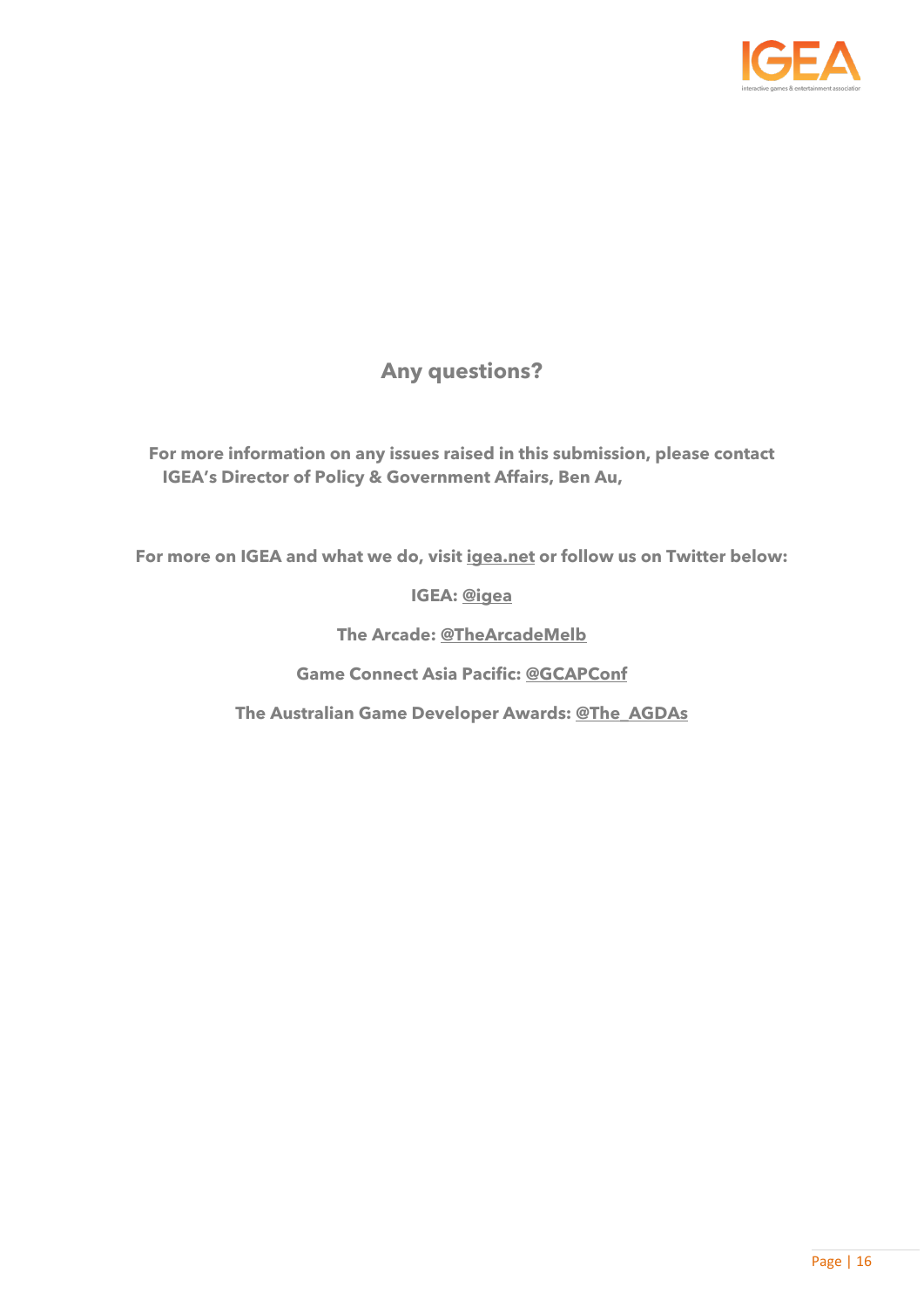## Any questions?

**For more information on any issues raised in this submission, please contact IGEA's Director of Policy & Government Affairs, Ben Au,**

**For more on IGEA and what we do, visit igea.net or follow us on Twitter below:**

**IGEA: @igea**

**The Arcade: @TheArcadeMelb**

**Game Connect Asia Pacific: @GCAPConf**

**The Australian Game Developer Awards: @The_AGDAs**